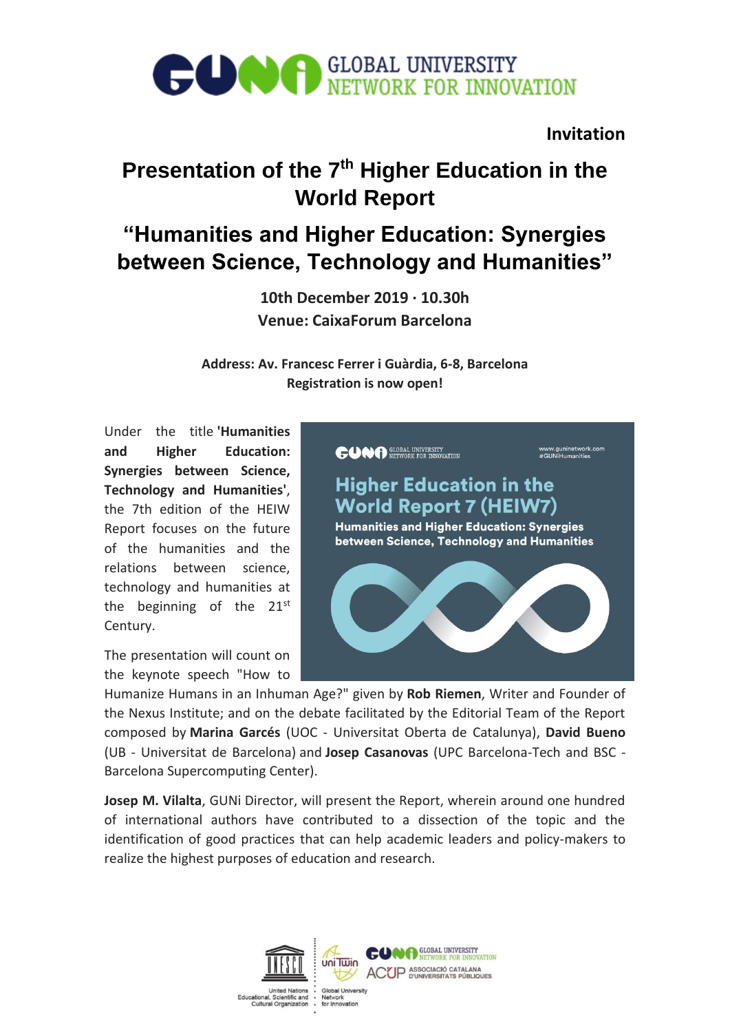**GUNi GLOBAL UNIVERSITY NETWORK FOR INNOVATION**

**Invitation**

# Presentation of the 7th Higher Education in the World Report

## "Humanities and Higher Education: Synergies between Science, Technology and Humanities"

**10th December 2019 · 10.30h**
**Venue: CaixaForum Barcelona**

**Address: Av. Francesc Ferrer i Guàrdia, 6-8, Barcelona**
**Registration is now open!**

Under the title **'Humanities and Higher Education: Synergies between Science, Technology and Humanities'**, the 7th edition of the HEIW Report focuses on the future of the humanities and the relations between science, technology and humanities at the beginning of the 21st Century.

The presentation will count on the keynote speech "How to Humanize Humans in an Inhuman Age?" given by **Rob Riemen**, Writer and Founder of the Nexus Institute; and on the debate facilitated by the Editorial Team of the Report composed by **Marina Garcés** (UOC - Universitat Oberta de Catalunya), **David Bueno** (UB - Universitat de Barcelona) and **Josep Casanovas** (UPC Barcelona-Tech and BSC - Barcelona Supercomputing Center).

**Josep M. Vilalta**, GUNi Director, will present the Report, wherein around one hundred of international authors have contributed to a dissection of the topic and the identification of good practices that can help academic leaders and policy-makers to realize the highest purposes of education and research.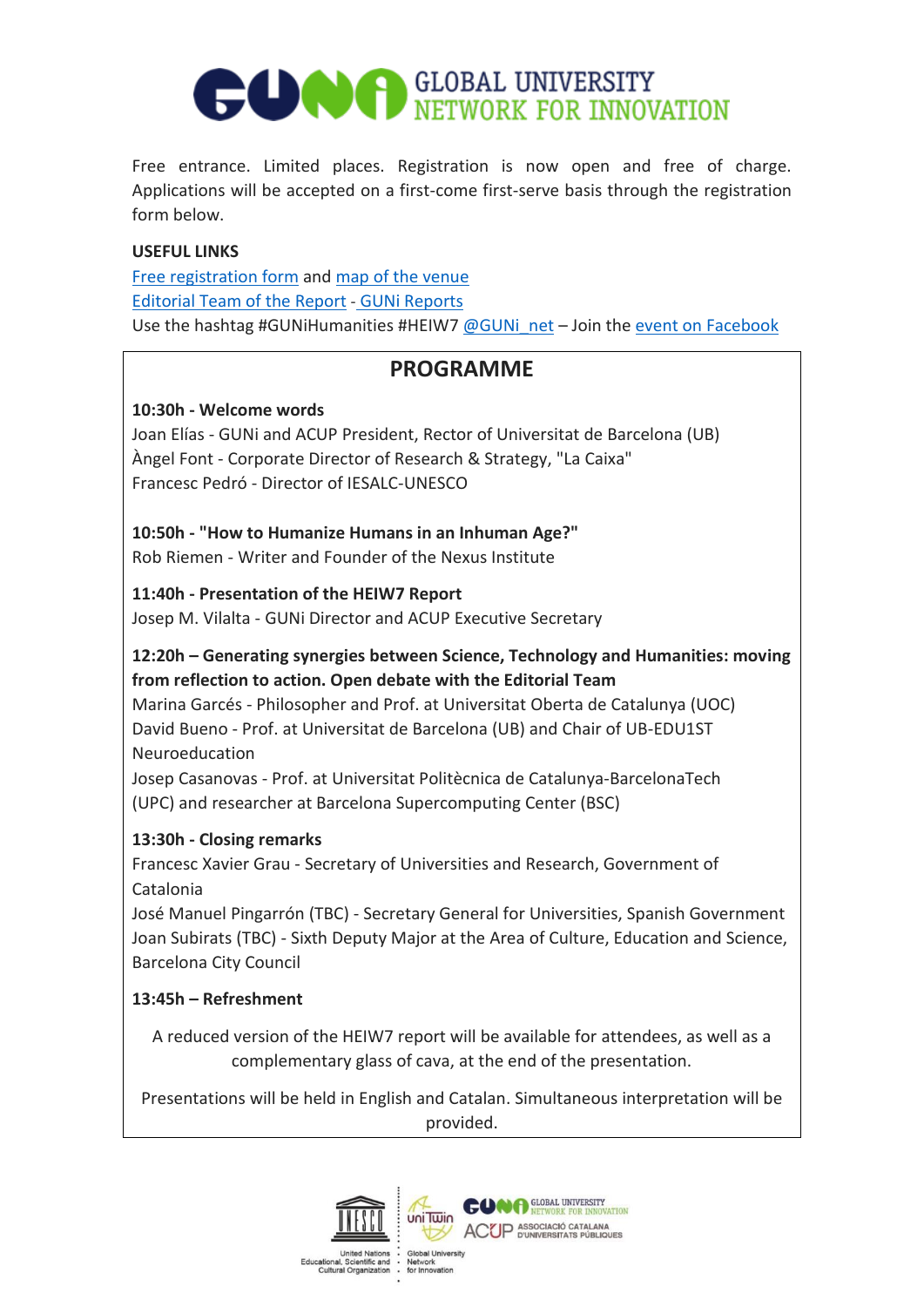# GLOBAL UNIVERSITY NETWORK FOR INNOVATION

Free entrance. Limited places. Registration is now open and free of charge. Applications will be accepted on a first-come first-serve basis through the registration form below.

**USEFUL LINKS**

Free registration form and map of the venue
Editorial Team of the Report - GUNi Reports
Use the hashtag #GUNiHumanities #HEIW7 @GUNi_net – Join the event on Facebook

## PROGRAMME

**10:30h - Welcome words**
Joan Elías - GUNi and ACUP President, Rector of Universitat de Barcelona (UB)
Àngel Font - Corporate Director of Research & Strategy, "La Caixa"
Francesc Pedró - Director of IESALC-UNESCO

**10:50h - "How to Humanize Humans in an Inhuman Age?"**
Rob Riemen - Writer and Founder of the Nexus Institute

**11:40h - Presentation of the HEIW7 Report**
Josep M. Vilalta - GUNi Director and ACUP Executive Secretary

**12:20h – Generating synergies between Science, Technology and Humanities: moving from reflection to action. Open debate with the Editorial Team**
Marina Garcés - Philosopher and Prof. at Universitat Oberta de Catalunya (UOC)
David Bueno - Prof. at Universitat de Barcelona (UB) and Chair of UB-EDU1ST Neuroeducation
Josep Casanovas - Prof. at Universitat Politècnica de Catalunya-BarcelonaTech (UPC) and researcher at Barcelona Supercomputing Center (BSC)

**13:30h - Closing remarks**
Francesc Xavier Grau - Secretary of Universities and Research, Government of Catalonia
José Manuel Pingarrón (TBC) - Secretary General for Universities, Spanish Government
Joan Subirats (TBC) - Sixth Deputy Major at the Area of Culture, Education and Science, Barcelona City Council

**13:45h – Refreshment**

A reduced version of the HEIW7 report will be available for attendees, as well as a complementary glass of cava, at the end of the presentation.

Presentations will be held in English and Catalan. Simultaneous interpretation will be provided.

United Nations Educational, Scientific and Cultural Organization · UniTwin Global University Network for Innovation · GUNi Global University Network for Innovation · ACUP Associació Catalana d'Universitats Públiques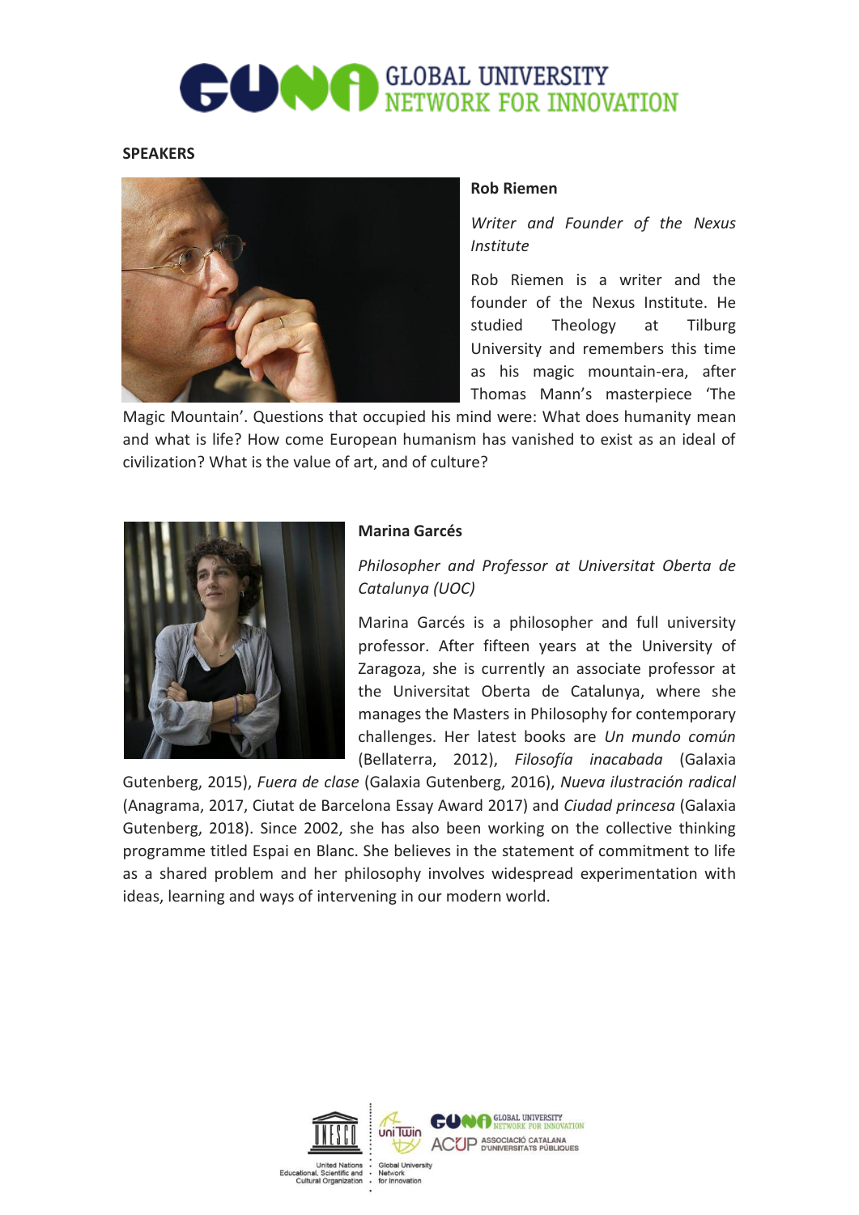## SPEAKERS

### Rob Riemen

*Writer and Founder of the Nexus Institute*

Rob Riemen is a writer and the founder of the Nexus Institute. He studied Theology at Tilburg University and remembers this time as his magic mountain-era, after Thomas Mann's masterpiece 'The Magic Mountain'. Questions that occupied his mind were: What does humanity mean and what is life? How come European humanism has vanished to exist as an ideal of civilization? What is the value of art, and of culture?

### Marina Garcés

*Philosopher and Professor at Universitat Oberta de Catalunya (UOC)*

Marina Garcés is a philosopher and full university professor. After fifteen years at the University of Zaragoza, she is currently an associate professor at the Universitat Oberta de Catalunya, where she manages the Masters in Philosophy for contemporary challenges. Her latest books are *Un mundo común* (Bellaterra, 2012), *Filosofía inacabada* (Galaxia Gutenberg, 2015), *Fuera de clase* (Galaxia Gutenberg, 2016), *Nueva ilustración radical* (Anagrama, 2017, Ciutat de Barcelona Essay Award 2017) and *Ciudad princesa* (Galaxia Gutenberg, 2018). Since 2002, she has also been working on the collective thinking programme titled Espai en Blanc. She believes in the statement of commitment to life as a shared problem and her philosophy involves widespread experimentation with ideas, learning and ways of intervening in our modern world.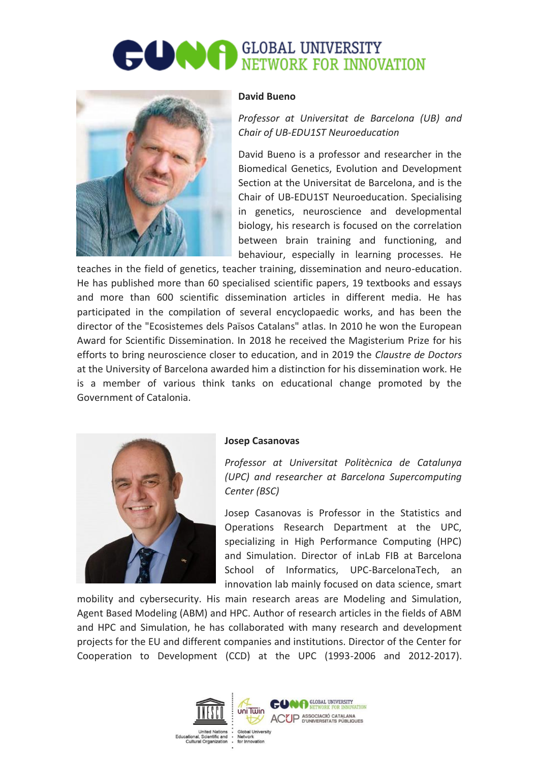**David Bueno**

*Professor at Universitat de Barcelona (UB) and Chair of UB-EDU1ST Neuroeducation*

David Bueno is a professor and researcher in the Biomedical Genetics, Evolution and Development Section at the Universitat de Barcelona, and is the Chair of UB-EDU1ST Neuroeducation. Specialising in genetics, neuroscience and developmental biology, his research is focused on the correlation between brain training and functioning, and behaviour, especially in learning processes. He teaches in the field of genetics, teacher training, dissemination and neuro-education. He has published more than 60 specialised scientific papers, 19 textbooks and essays and more than 600 scientific dissemination articles in different media. He has participated in the compilation of several encyclopaedic works, and has been the director of the "Ecosistemes dels Països Catalans" atlas. In 2010 he won the European Award for Scientific Dissemination. In 2018 he received the Magisterium Prize for his efforts to bring neuroscience closer to education, and in 2019 the *Claustre de Doctors* at the University of Barcelona awarded him a distinction for his dissemination work. He is a member of various think tanks on educational change promoted by the Government of Catalonia.

**Josep Casanovas**

*Professor at Universitat Politècnica de Catalunya (UPC) and researcher at Barcelona Supercomputing Center (BSC)*

Josep Casanovas is Professor in the Statistics and Operations Research Department at the UPC, specializing in High Performance Computing (HPC) and Simulation. Director of inLab FIB at Barcelona School of Informatics, UPC-BarcelonaTech, an innovation lab mainly focused on data science, smart mobility and cybersecurity. His main research areas are Modeling and Simulation, Agent Based Modeling (ABM) and HPC. Author of research articles in the fields of ABM and HPC and Simulation, he has collaborated with many research and development projects for the EU and different companies and institutions. Director of the Center for Cooperation to Development (CCD) at the UPC (1993-2006 and 2012-2017).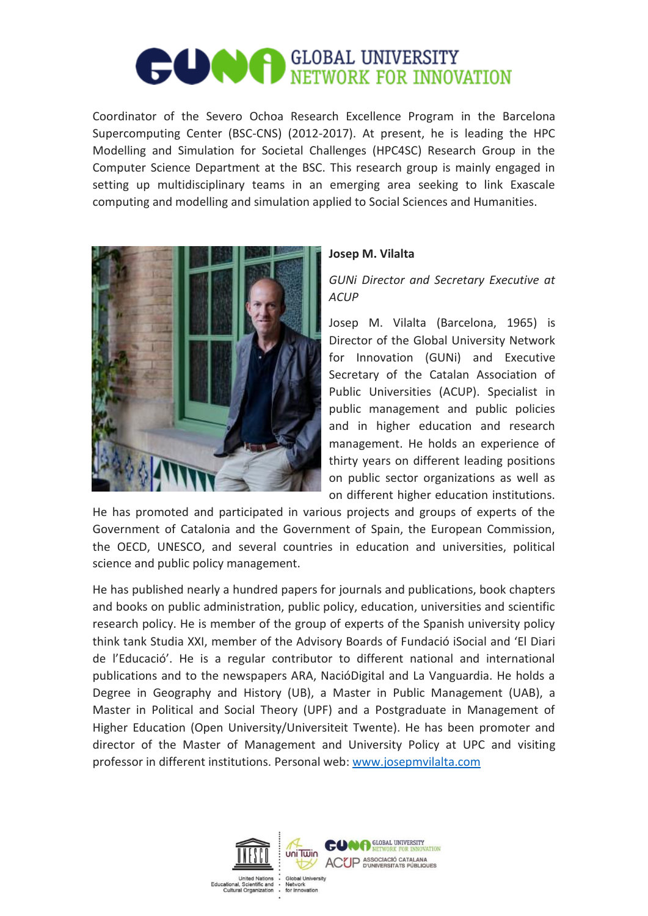Coordinator of the Severo Ochoa Research Excellence Program in the Barcelona Supercomputing Center (BSC-CNS) (2012-2017). At present, he is leading the HPC Modelling and Simulation for Societal Challenges (HPC4SC) Research Group in the Computer Science Department at the BSC. This research group is mainly engaged in setting up multidisciplinary teams in an emerging area seeking to link Exascale computing and modelling and simulation applied to Social Sciences and Humanities.

**Josep M. Vilalta**

*GUNi Director and Secretary Executive at ACUP*

Josep M. Vilalta (Barcelona, 1965) is Director of the Global University Network for Innovation (GUNi) and Executive Secretary of the Catalan Association of Public Universities (ACUP). Specialist in public management and public policies and in higher education and research management. He holds an experience of thirty years on different leading positions on public sector organizations as well as on different higher education institutions. He has promoted and participated in various projects and groups of experts of the Government of Catalonia and the Government of Spain, the European Commission, the OECD, UNESCO, and several countries in education and universities, political science and public policy management.

He has published nearly a hundred papers for journals and publications, book chapters and books on public administration, public policy, education, universities and scientific research policy. He is member of the group of experts of the Spanish university policy think tank Studia XXI, member of the Advisory Boards of Fundació iSocial and 'El Diari de l'Educació'. He is a regular contributor to different national and international publications and to the newspapers ARA, NacióDigital and La Vanguardia. He holds a Degree in Geography and History (UB), a Master in Public Management (UAB), a Master in Political and Social Theory (UPF) and a Postgraduate in Management of Higher Education (Open University/Universiteit Twente). He has been promoter and director of the Master of Management and University Policy at UPC and visiting professor in different institutions. Personal web: [www.josepmvilalta.com](http://www.josepmvilalta.com)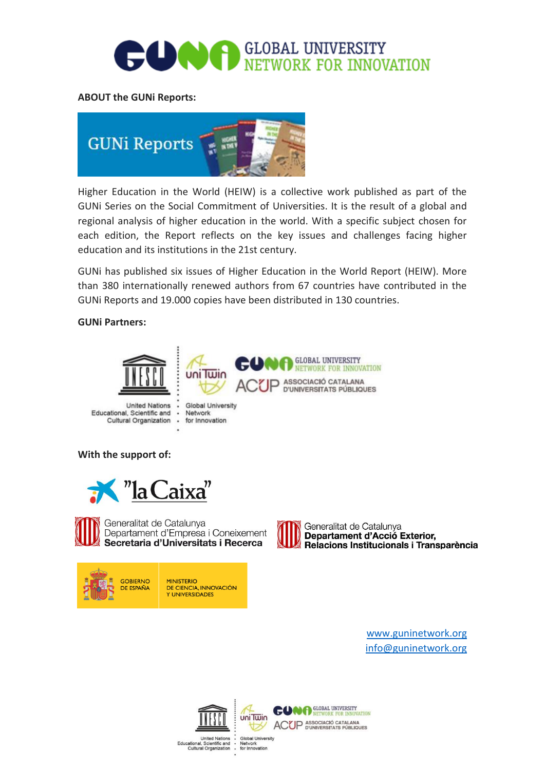**ABOUT the GUNi Reports:**

GUNi Reports

Higher Education in the World (HEIW) is a collective work published as part of the GUNi Series on the Social Commitment of Universities. It is the result of a global and regional analysis of higher education in the world. With a specific subject chosen for each edition, the Report reflects on the key issues and challenges facing higher education and its institutions in the 21st century.

GUNi has published six issues of Higher Education in the World Report (HEIW). More than 380 internationally renewed authors from 67 countries have contributed in the GUNi Reports and 19.000 copies have been distributed in 130 countries.

**GUNi Partners:**

United Nations Educational, Scientific and Cultural Organization

Global University Network for Innovation

ACUP Associació Catalana d'Universitats Públiques

**With the support of:**

"la Caixa"

Generalitat de Catalunya
Departament d'Empresa i Coneixement
**Secretaria d'Universitats i Recerca**

Generalitat de Catalunya
**Departament d'Acció Exterior, Relacions Institucionals i Transparència**

GOBIERNO DE ESPAÑA — MINISTERIO DE CIENCIA, INNOVACIÓN Y UNIVERSIDADES

www.guninetwork.org
info@guninetwork.org